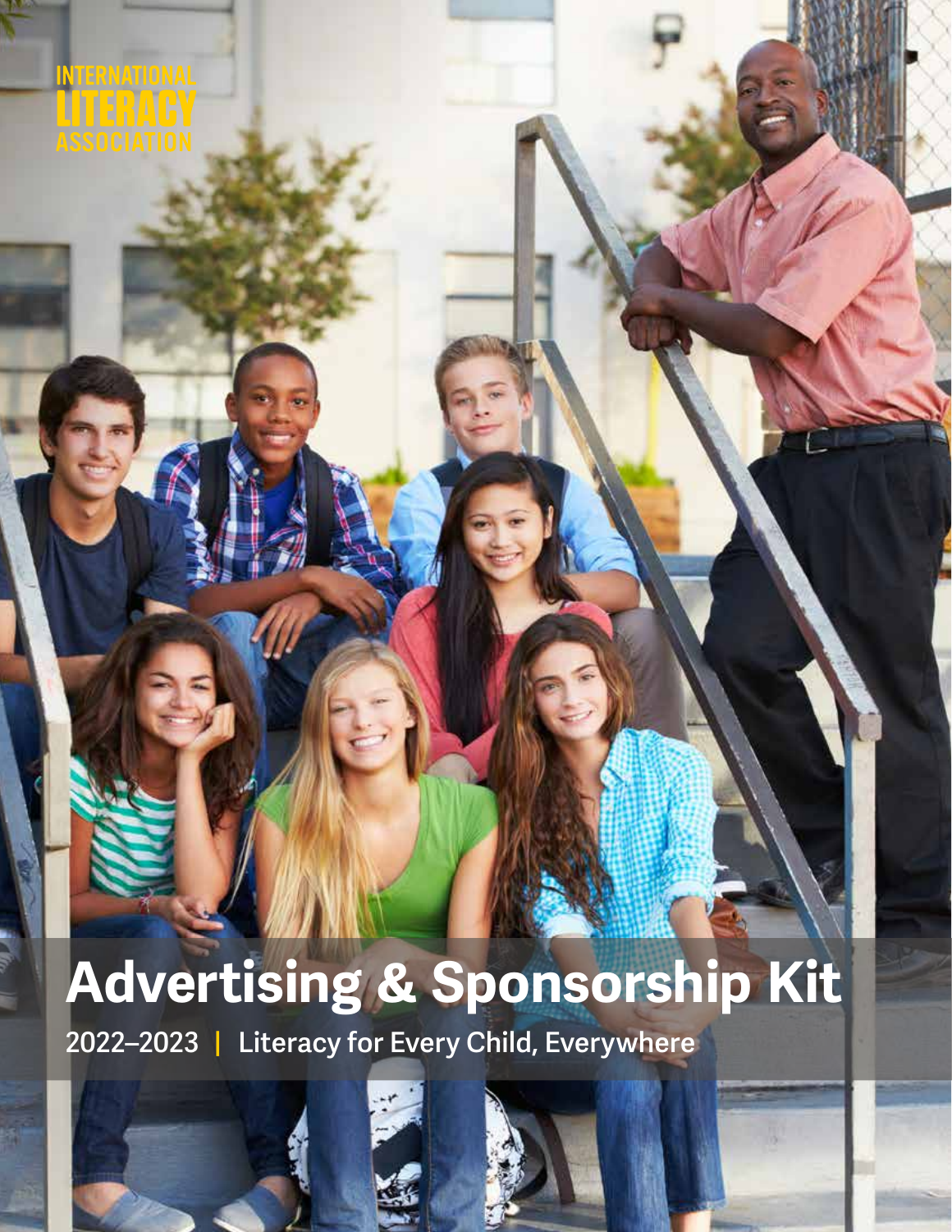INTERNATIONAL LITERACY ASSOCIATION

# Advertising & Sponsorship Kit

2022–2023 | Literacy for Every Child, Everywhere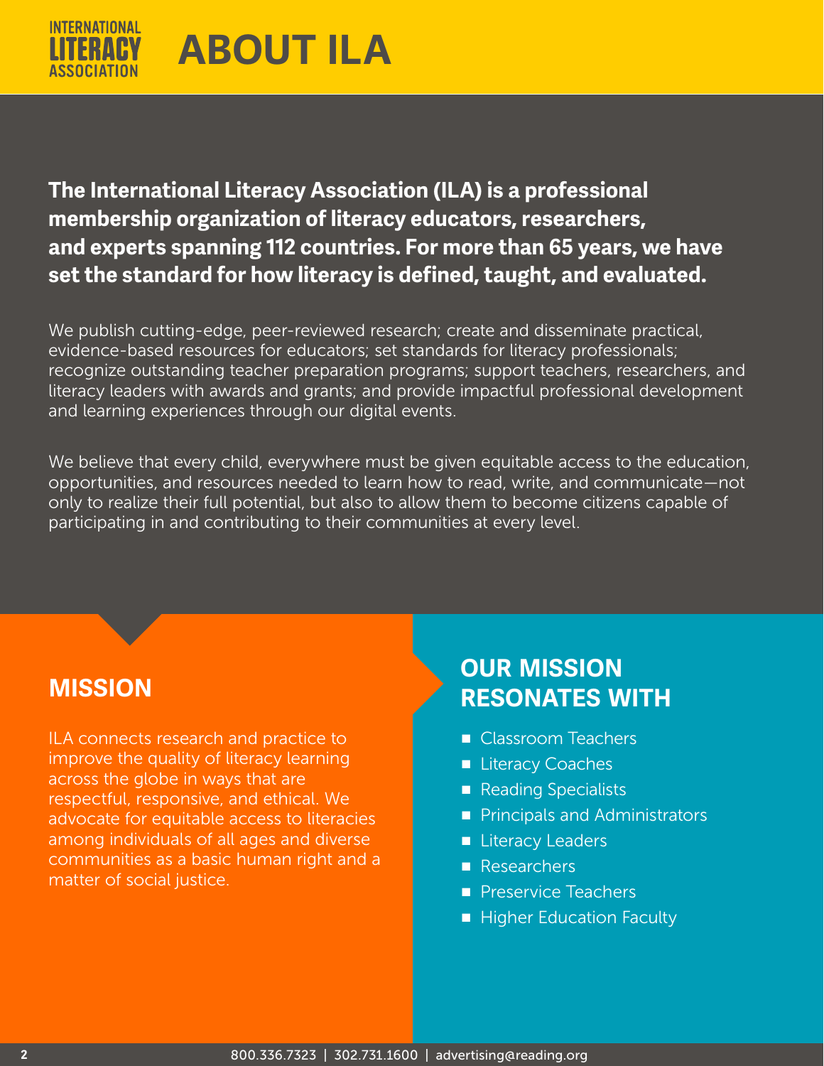# ABOUT ILA

**The International Literacy Association (ILA) is a professional membership organization of literacy educators, researchers, and experts spanning 112 countries. For more than 65 years, we have set the standard for how literacy is defined, taught, and evaluated.**

We publish cutting-edge, peer-reviewed research; create and disseminate practical, evidence-based resources for educators; set standards for literacy professionals; recognize outstanding teacher preparation programs; support teachers, researchers, and literacy leaders with awards and grants; and provide impactful professional development and learning experiences through our digital events.

We believe that every child, everywhere must be given equitable access to the education, opportunities, and resources needed to learn how to read, write, and communicate—not only to realize their full potential, but also to allow them to become citizens capable of participating in and contributing to their communities at every level.

## MISSION

ILA connects research and practice to improve the quality of literacy learning across the globe in ways that are respectful, responsive, and ethical. We advocate for equitable access to literacies among individuals of all ages and diverse communities as a basic human right and a matter of social justice.

## OUR MISSION RESONATES WITH

- Classroom Teachers
- Literacy Coaches
- Reading Specialists
- Principals and Administrators
- Literacy Leaders
- Researchers
- Preservice Teachers
- Higher Education Faculty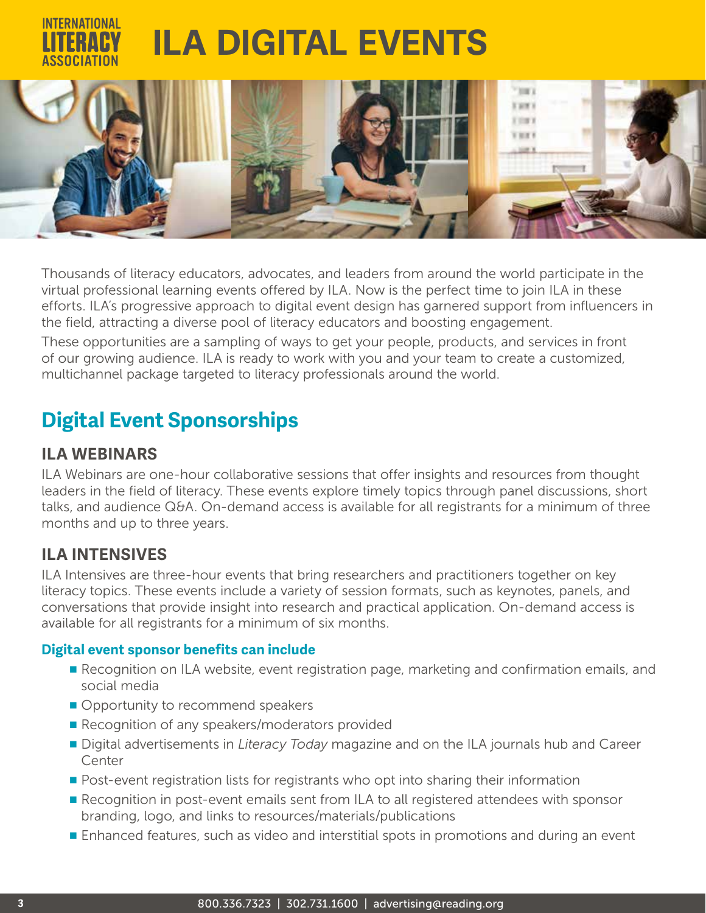# ILA DIGITAL EVENTS

Thousands of literacy educators, advocates, and leaders from around the world participate in the virtual professional learning events offered by ILA. Now is the perfect time to join ILA in these efforts. ILA's progressive approach to digital event design has garnered support from influencers in the field, attracting a diverse pool of literacy educators and boosting engagement.

These opportunities are a sampling of ways to get your people, products, and services in front of our growing audience. ILA is ready to work with you and your team to create a customized, multichannel package targeted to literacy professionals around the world.

## Digital Event Sponsorships

### ILA WEBINARS

ILA Webinars are one-hour collaborative sessions that offer insights and resources from thought leaders in the field of literacy. These events explore timely topics through panel discussions, short talks, and audience Q&A. On-demand access is available for all registrants for a minimum of three months and up to three years.

### ILA INTENSIVES

ILA Intensives are three-hour events that bring researchers and practitioners together on key literacy topics. These events include a variety of session formats, such as keynotes, panels, and conversations that provide insight into research and practical application. On-demand access is available for all registrants for a minimum of six months.

#### Digital event sponsor benefits can include

- Recognition on ILA website, event registration page, marketing and confirmation emails, and social media
- Opportunity to recommend speakers
- Recognition of any speakers/moderators provided
- Digital advertisements in *Literacy Today* magazine and on the ILA journals hub and Career Center
- Post-event registration lists for registrants who opt into sharing their information
- Recognition in post-event emails sent from ILA to all registered attendees with sponsor branding, logo, and links to resources/materials/publications
- Enhanced features, such as video and interstitial spots in promotions and during an event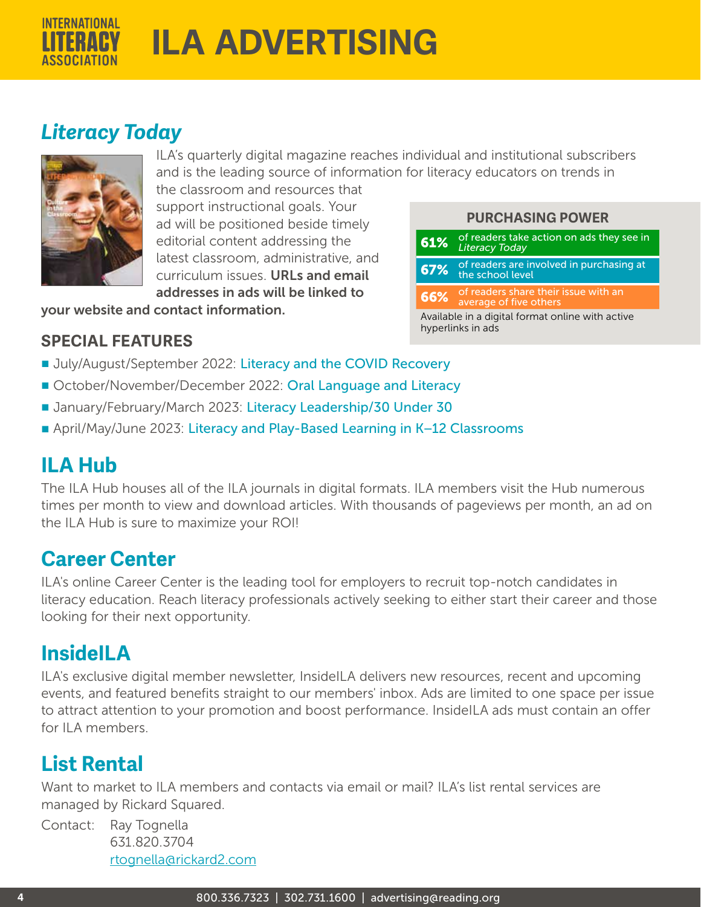# ILA ADVERTISING

## *Literacy Today*

ILA's quarterly digital magazine reaches individual and institutional subscribers and is the leading source of information for literacy educators on trends in the classroom and resources that support instructional goals. Your ad will be positioned beside timely editorial content addressing the latest classroom, administrative, and curriculum issues. **URLs and email addresses in ads will be linked to your website and contact information.**

### PURCHASING POWER

| | |
|---|---|
| **61%** | of readers take action on ads they see in *Literacy Today* |
| **67%** | of readers are involved in purchasing at the school level |
| **66%** | of readers share their issue with an average of five others |

Available in a digital format online with active hyperlinks in ads

### SPECIAL FEATURES

- July/August/September 2022: Literacy and the COVID Recovery
- October/November/December 2022: Oral Language and Literacy
- January/February/March 2023: Literacy Leadership/30 Under 30
- April/May/June 2023: Literacy and Play-Based Learning in K–12 Classrooms

## ILA Hub

The ILA Hub houses all of the ILA journals in digital formats. ILA members visit the Hub numerous times per month to view and download articles. With thousands of pageviews per month, an ad on the ILA Hub is sure to maximize your ROI!

## Career Center

ILA's online Career Center is the leading tool for employers to recruit top-notch candidates in literacy education. Reach literacy professionals actively seeking to either start their career and those looking for their next opportunity.

## InsideILA

ILA's exclusive digital member newsletter, InsideILA delivers new resources, recent and upcoming events, and featured benefits straight to our members' inbox. Ads are limited to one space per issue to attract attention to your promotion and boost performance. InsideILA ads must contain an offer for ILA members.

## List Rental

Want to market to ILA members and contacts via email or mail? ILA's list rental services are managed by Rickard Squared.

Contact: Ray Tognella
631.820.3704
rtognella@rickard2.com

800.336.7323 | 302.731.1600 | advertising@reading.org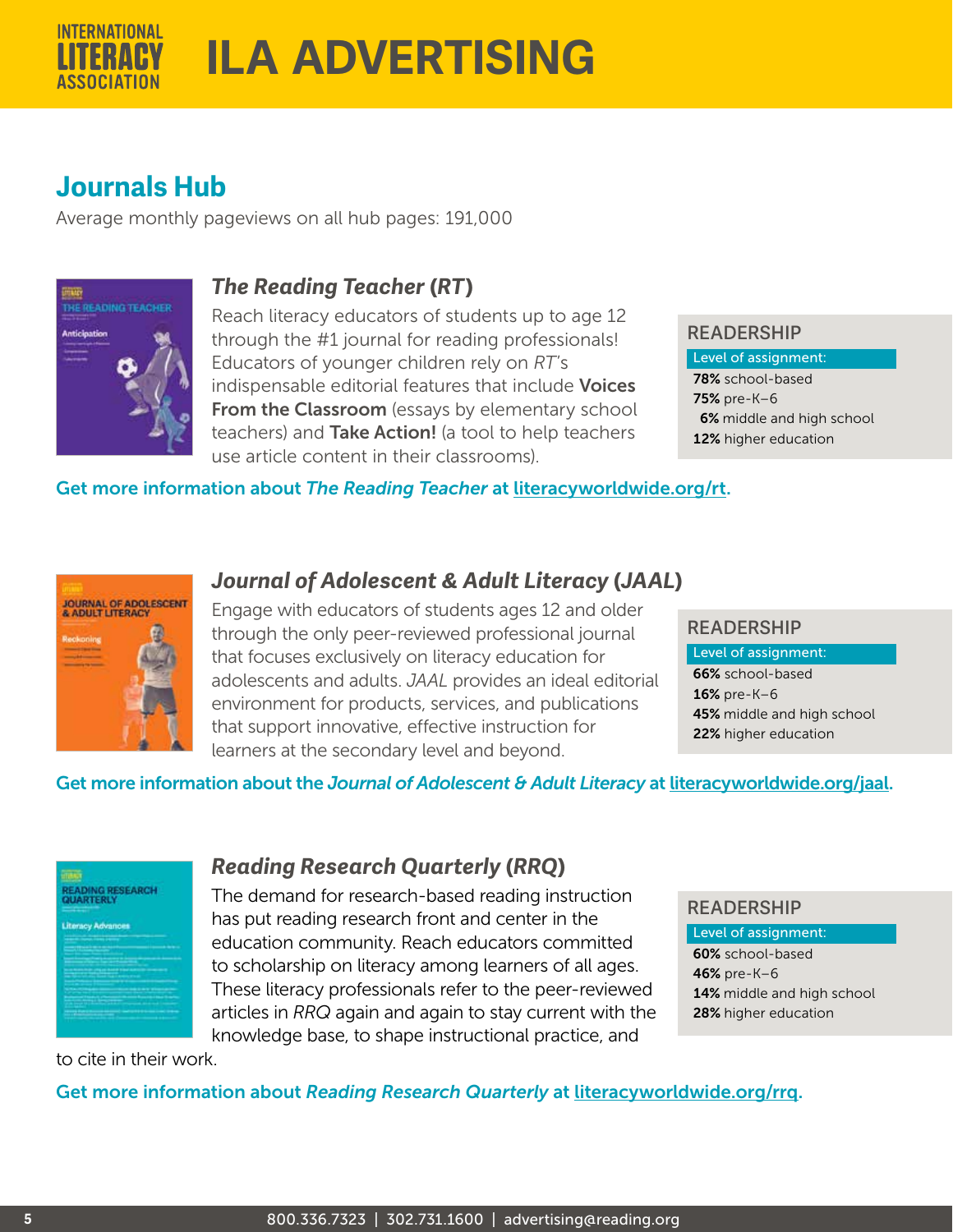# ILA ADVERTISING

## Journals Hub

Average monthly pageviews on all hub pages: 191,000

### *The Reading Teacher* (*RT*)

Reach literacy educators of students up to age 12 through the #1 journal for reading professionals! Educators of younger children rely on *RT*'s indispensable editorial features that include **Voices From the Classroom** (essays by elementary school teachers) and **Take Action!** (a tool to help teachers use article content in their classrooms).

**READERSHIP**

Level of assignment:

- **78%** school-based
- **75%** pre-K–6
- **6%** middle and high school
- **12%** higher education

Get more information about *The Reading Teacher* at literacyworldwide.org/rt.

### *Journal of Adolescent & Adult Literacy* (*JAAL*)

Engage with educators of students ages 12 and older through the only peer-reviewed professional journal that focuses exclusively on literacy education for adolescents and adults. *JAAL* provides an ideal editorial environment for products, services, and publications that support innovative, effective instruction for learners at the secondary level and beyond.

**READERSHIP**

Level of assignment:

- **66%** school-based
- **16%** pre-K–6
- **45%** middle and high school
- **22%** higher education

Get more information about the *Journal of Adolescent & Adult Literacy* at literacyworldwide.org/jaal.

### *Reading Research Quarterly* (*RRQ*)

The demand for research-based reading instruction has put reading research front and center in the education community. Reach educators committed to scholarship on literacy among learners of all ages. These literacy professionals refer to the peer-reviewed articles in *RRQ* again and again to stay current with the knowledge base, to shape instructional practice, and to cite in their work.

**READERSHIP**

Level of assignment:

- **60%** school-based
- **46%** pre-K–6
- **14%** middle and high school
- **28%** higher education

Get more information about *Reading Research Quarterly* at literacyworldwide.org/rrq.

800.336.7323 | 302.731.1600 | advertising@reading.org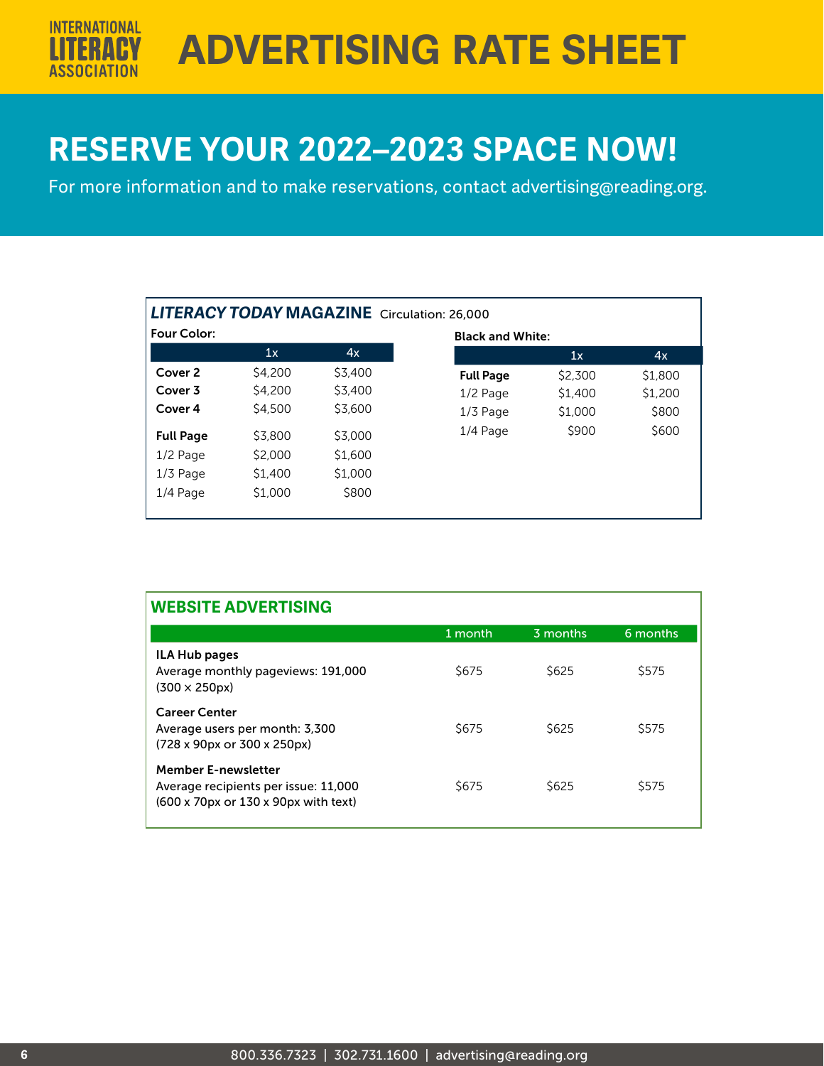INTERNATIONAL LITERACY ASSOCIATION

# ADVERTISING RATE SHEET

## RESERVE YOUR 2022–2023 SPACE NOW!

For more information and to make reservations, contact advertising@reading.org.

### *LITERACY TODAY* MAGAZINE Circulation: 26,000

**Four Color:**

| | 1x | 4x |
|---|---|---|
| **Cover 2** | $4,200 | $3,400 |
| **Cover 3** | $4,200 | $3,400 |
| **Cover 4** | $4,500 | $3,600 |
| **Full Page** | $3,800 | $3,000 |
| 1/2 Page | $2,000 | $1,600 |
| 1/3 Page | $1,400 | $1,000 |
| 1/4 Page | $1,000 | $800 |

**Black and White:**

| | 1x | 4x |
|---|---|---|
| **Full Page** | $2,300 | $1,800 |
| 1/2 Page | $1,400 | $1,200 |
| 1/3 Page | $1,000 | $800 |
| 1/4 Page | $900 | $600 |

### WEBSITE ADVERTISING

| | 1 month | 3 months | 6 months |
|---|---|---|---|
| **ILA Hub pages** Average monthly pageviews: 191,000 (300 × 250px) | $675 | $625 | $575 |
| **Career Center** Average users per month: 3,300 (728 x 90px or 300 x 250px) | $675 | $625 | $575 |
| **Member E-newsletter** Average recipients per issue: 11,000 (600 x 70px or 130 x 90px with text) | $675 | $625 | $575 |

800.336.7323 | 302.731.1600 | advertising@reading.org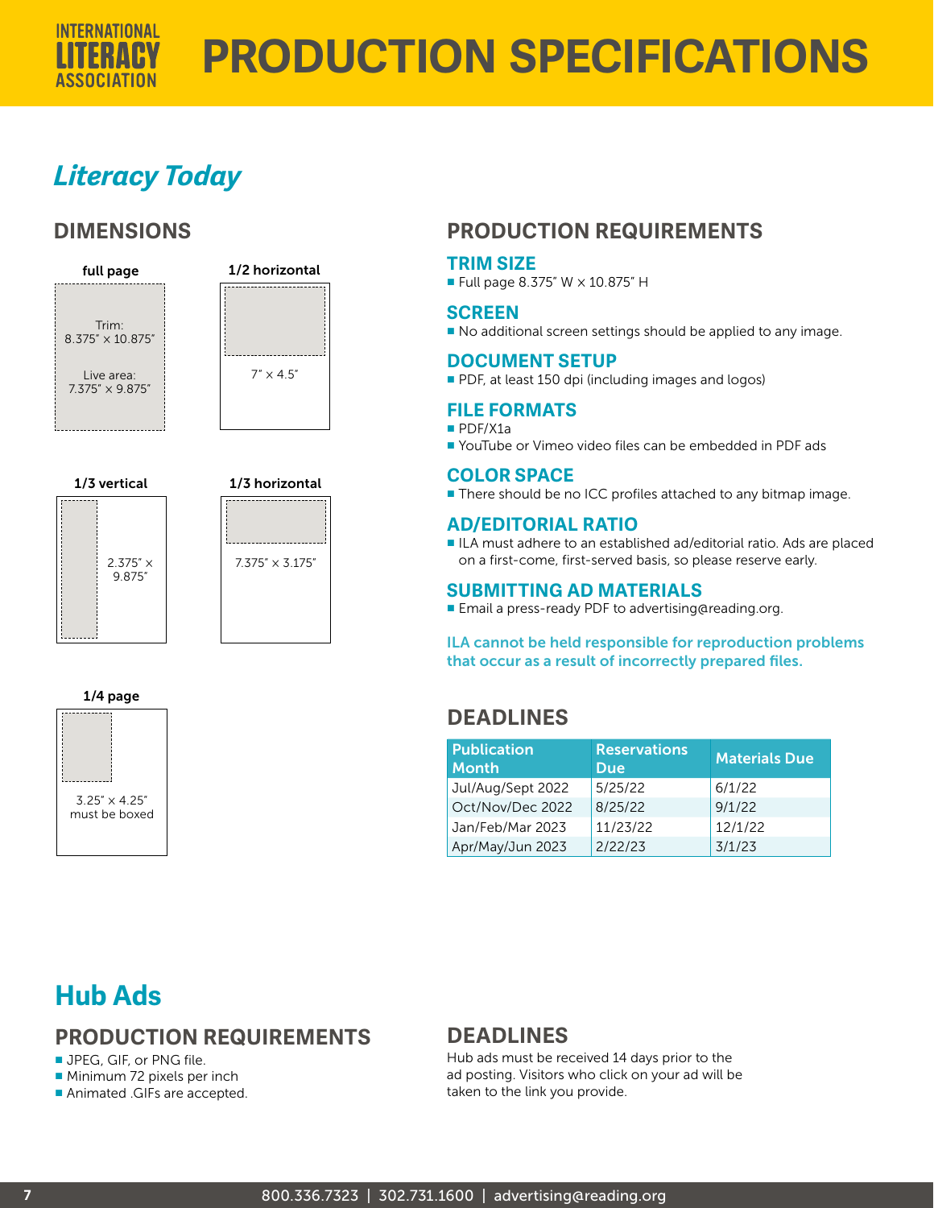# PRODUCTION SPECIFICATIONS

## *Literacy Today*

### DIMENSIONS

**full page**

Trim: 8.375" × 10.875"

Live area: 7.375" × 9.875"

**1/2 horizontal**

7" × 4.5"

**1/3 vertical**

2.375" × 9.875"

**1/3 horizontal**

7.375" × 3.175"

**1/4 page**

3.25" × 4.25" must be boxed

### PRODUCTION REQUIREMENTS

#### TRIM SIZE

- Full page 8.375" W × 10.875" H

#### SCREEN

- No additional screen settings should be applied to any image.

#### DOCUMENT SETUP

- PDF, at least 150 dpi (including images and logos)

#### FILE FORMATS

- PDF/X1a
- YouTube or Vimeo video files can be embedded in PDF ads

#### COLOR SPACE

- There should be no ICC profiles attached to any bitmap image.

#### AD/EDITORIAL RATIO

- ILA must adhere to an established ad/editorial ratio. Ads are placed on a first-come, first-served basis, so please reserve early.

#### SUBMITTING AD MATERIALS

- Email a press-ready PDF to advertising@reading.org.

**ILA cannot be held responsible for reproduction problems that occur as a result of incorrectly prepared files.**

### DEADLINES

| Publication Month | Reservations Due | Materials Due |
|---|---|---|
| Jul/Aug/Sept 2022 | 5/25/22 | 6/1/22 |
| Oct/Nov/Dec 2022 | 8/25/22 | 9/1/22 |
| Jan/Feb/Mar 2023 | 11/23/22 | 12/1/22 |
| Apr/May/Jun 2023 | 2/22/23 | 3/1/23 |

## Hub Ads

### PRODUCTION REQUIREMENTS

- JPEG, GIF, or PNG file.
- Minimum 72 pixels per inch
- Animated .GIFs are accepted.

### DEADLINES

Hub ads must be received 14 days prior to the ad posting. Visitors who click on your ad will be taken to the link you provide.

800.336.7323 | 302.731.1600 | advertising@reading.org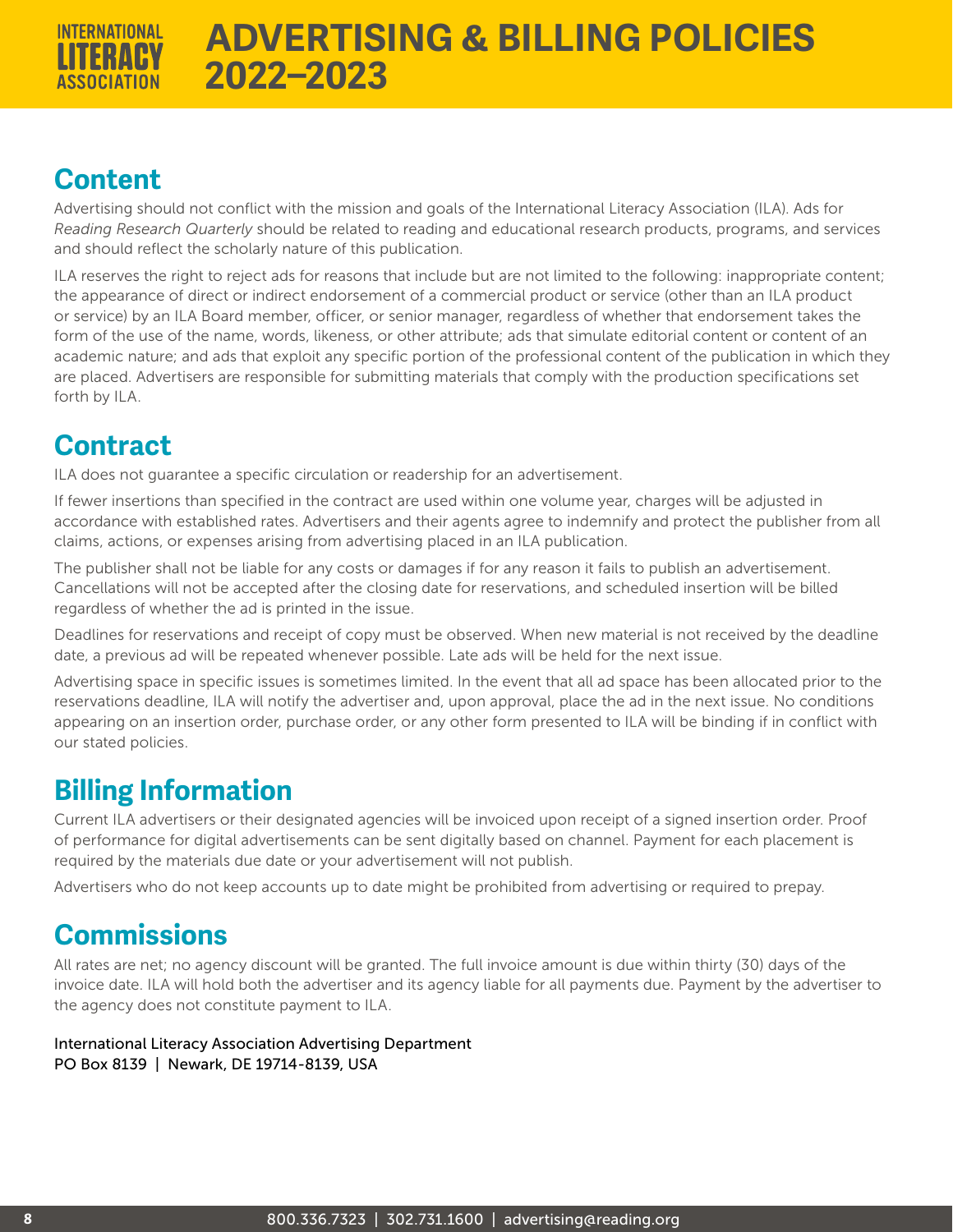# ADVERTISING & BILLING POLICIES 2022–2023

## Content

Advertising should not conflict with the mission and goals of the International Literacy Association (ILA). Ads for *Reading Research Quarterly* should be related to reading and educational research products, programs, and services and should reflect the scholarly nature of this publication.

ILA reserves the right to reject ads for reasons that include but are not limited to the following: inappropriate content; the appearance of direct or indirect endorsement of a commercial product or service (other than an ILA product or service) by an ILA Board member, officer, or senior manager, regardless of whether that endorsement takes the form of the use of the name, words, likeness, or other attribute; ads that simulate editorial content or content of an academic nature; and ads that exploit any specific portion of the professional content of the publication in which they are placed. Advertisers are responsible for submitting materials that comply with the production specifications set forth by ILA.

## Contract

ILA does not guarantee a specific circulation or readership for an advertisement.

If fewer insertions than specified in the contract are used within one volume year, charges will be adjusted in accordance with established rates. Advertisers and their agents agree to indemnify and protect the publisher from all claims, actions, or expenses arising from advertising placed in an ILA publication.

The publisher shall not be liable for any costs or damages if for any reason it fails to publish an advertisement. Cancellations will not be accepted after the closing date for reservations, and scheduled insertion will be billed regardless of whether the ad is printed in the issue.

Deadlines for reservations and receipt of copy must be observed. When new material is not received by the deadline date, a previous ad will be repeated whenever possible. Late ads will be held for the next issue.

Advertising space in specific issues is sometimes limited. In the event that all ad space has been allocated prior to the reservations deadline, ILA will notify the advertiser and, upon approval, place the ad in the next issue. No conditions appearing on an insertion order, purchase order, or any other form presented to ILA will be binding if in conflict with our stated policies.

## Billing Information

Current ILA advertisers or their designated agencies will be invoiced upon receipt of a signed insertion order. Proof of performance for digital advertisements can be sent digitally based on channel. Payment for each placement is required by the materials due date or your advertisement will not publish.

Advertisers who do not keep accounts up to date might be prohibited from advertising or required to prepay.

## Commissions

All rates are net; no agency discount will be granted. The full invoice amount is due within thirty (30) days of the invoice date. ILA will hold both the advertiser and its agency liable for all payments due. Payment by the advertiser to the agency does not constitute payment to ILA.

International Literacy Association Advertising Department
PO Box 8139 | Newark, DE 19714-8139, USA

800.336.7323 | 302.731.1600 | advertising@reading.org